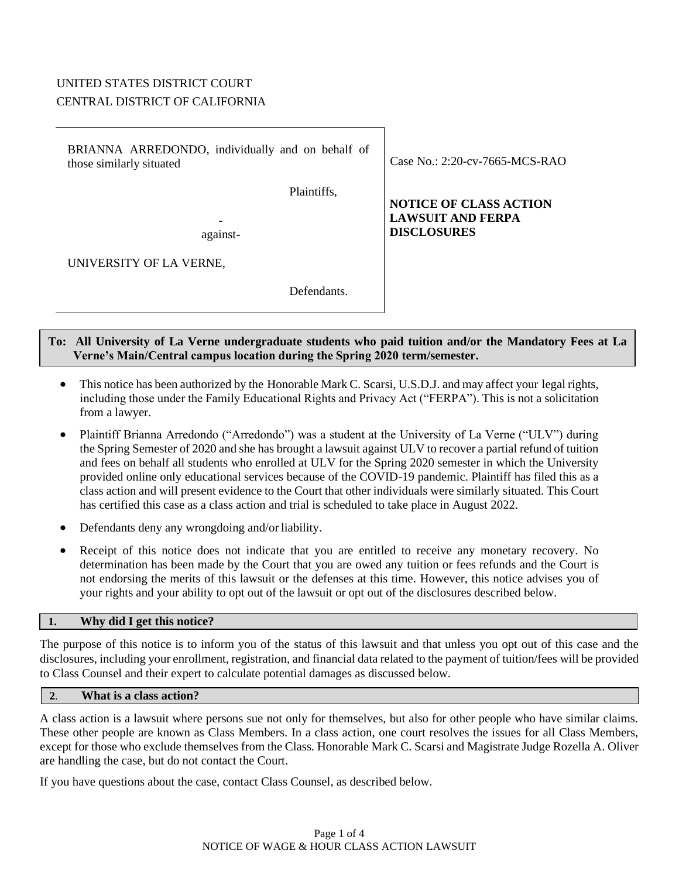UNITED STATES DISTRICT COURT
CENTRAL DISTRICT OF CALIFORNIA

| | |
|---|---|
| BRIANNA ARREDONDO, individually and on behalf of those similarly situated<br><br>Plaintiffs,<br><br>-against-<br><br>UNIVERSITY OF LA VERNE,<br><br>Defendants. | Case No.: 2:20-cv-7665-MCS-RAO<br><br>**NOTICE OF CLASS ACTION LAWSUIT AND FERPA DISCLOSURES** |

**To: All University of La Verne undergraduate students who paid tuition and/or the Mandatory Fees at La Verne's Main/Central campus location during the Spring 2020 term/semester.**

- This notice has been authorized by the Honorable Mark C. Scarsi, U.S.D.J. and may affect your legal rights, including those under the Family Educational Rights and Privacy Act ("FERPA"). This is not a solicitation from a lawyer.
- Plaintiff Brianna Arredondo ("Arredondo") was a student at the University of La Verne ("ULV") during the Spring Semester of 2020 and she has brought a lawsuit against ULV to recover a partial refund of tuition and fees on behalf all students who enrolled at ULV for the Spring 2020 semester in which the University provided online only educational services because of the COVID-19 pandemic. Plaintiff has filed this as a class action and will present evidence to the Court that other individuals were similarly situated. This Court has certified this case as a class action and trial is scheduled to take place in August 2022.
- Defendants deny any wrongdoing and/or liability.
- Receipt of this notice does not indicate that you are entitled to receive any monetary recovery. No determination has been made by the Court that you are owed any tuition or fees refunds and the Court is not endorsing the merits of this lawsuit or the defenses at this time. However, this notice advises you of your rights and your ability to opt out of the lawsuit or opt out of the disclosures described below.

## 1. Why did I get this notice?

The purpose of this notice is to inform you of the status of this lawsuit and that unless you opt out of this case and the disclosures, including your enrollment, registration, and financial data related to the payment of tuition/fees will be provided to Class Counsel and their expert to calculate potential damages as discussed below.

## 2. What is a class action?

A class action is a lawsuit where persons sue not only for themselves, but also for other people who have similar claims. These other people are known as Class Members. In a class action, one court resolves the issues for all Class Members, except for those who exclude themselves from the Class. Honorable Mark C. Scarsi and Magistrate Judge Rozella A. Oliver are handling the case, but do not contact the Court.

If you have questions about the case, contact Class Counsel, as described below.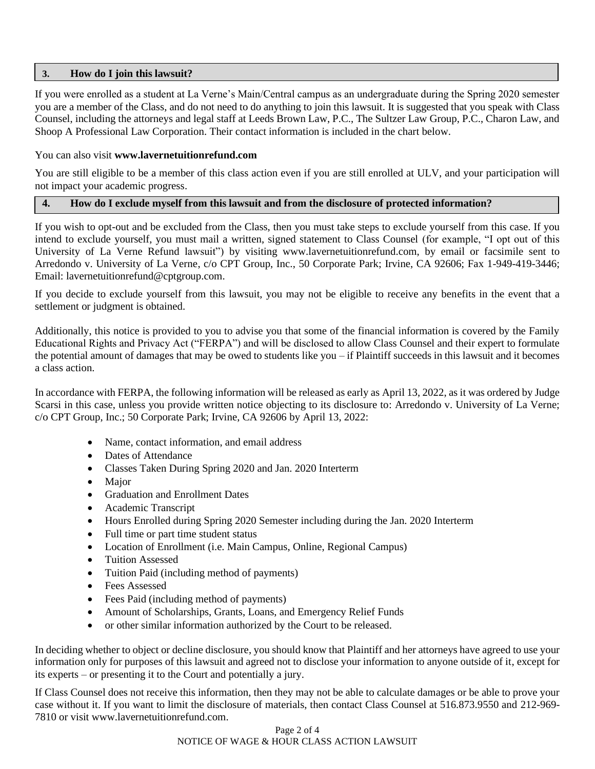## 3. How do I join this lawsuit?

If you were enrolled as a student at La Verne's Main/Central campus as an undergraduate during the Spring 2020 semester you are a member of the Class, and do not need to do anything to join this lawsuit. It is suggested that you speak with Class Counsel, including the attorneys and legal staff at Leeds Brown Law, P.C., The Sultzer Law Group, P.C., Charon Law, and Shoop A Professional Law Corporation. Their contact information is included in the chart below.

You can also visit **www.lavernetuitionrefund.com**

You are still eligible to be a member of this class action even if you are still enrolled at ULV, and your participation will not impact your academic progress.

## 4. How do I exclude myself from this lawsuit and from the disclosure of protected information?

If you wish to opt-out and be excluded from the Class, then you must take steps to exclude yourself from this case. If you intend to exclude yourself, you must mail a written, signed statement to Class Counsel (for example, "I opt out of this University of La Verne Refund lawsuit") by visiting www.lavernetuitionrefund.com, by email or facsimile sent to Arredondo v. University of La Verne, c/o CPT Group, Inc., 50 Corporate Park; Irvine, CA 92606; Fax 1-949-419-3446; Email: lavernetuitionrefund@cptgroup.com.

If you decide to exclude yourself from this lawsuit, you may not be eligible to receive any benefits in the event that a settlement or judgment is obtained.

Additionally, this notice is provided to you to advise you that some of the financial information is covered by the Family Educational Rights and Privacy Act ("FERPA") and will be disclosed to allow Class Counsel and their expert to formulate the potential amount of damages that may be owed to students like you – if Plaintiff succeeds in this lawsuit and it becomes a class action.

In accordance with FERPA, the following information will be released as early as April 13, 2022, as it was ordered by Judge Scarsi in this case, unless you provide written notice objecting to its disclosure to: Arredondo v. University of La Verne; c/o CPT Group, Inc.; 50 Corporate Park; Irvine, CA 92606 by April 13, 2022:

- Name, contact information, and email address
- Dates of Attendance
- Classes Taken During Spring 2020 and Jan. 2020 Interterm
- Major
- Graduation and Enrollment Dates
- Academic Transcript
- Hours Enrolled during Spring 2020 Semester including during the Jan. 2020 Interterm
- Full time or part time student status
- Location of Enrollment (i.e. Main Campus, Online, Regional Campus)
- Tuition Assessed
- Tuition Paid (including method of payments)
- Fees Assessed
- Fees Paid (including method of payments)
- Amount of Scholarships, Grants, Loans, and Emergency Relief Funds
- or other similar information authorized by the Court to be released.

In deciding whether to object or decline disclosure, you should know that Plaintiff and her attorneys have agreed to use your information only for purposes of this lawsuit and agreed not to disclose your information to anyone outside of it, except for its experts – or presenting it to the Court and potentially a jury.

If Class Counsel does not receive this information, then they may not be able to calculate damages or be able to prove your case without it. If you want to limit the disclosure of materials, then contact Class Counsel at 516.873.9550 and 212-969-7810 or visit www.lavernetuitionrefund.com.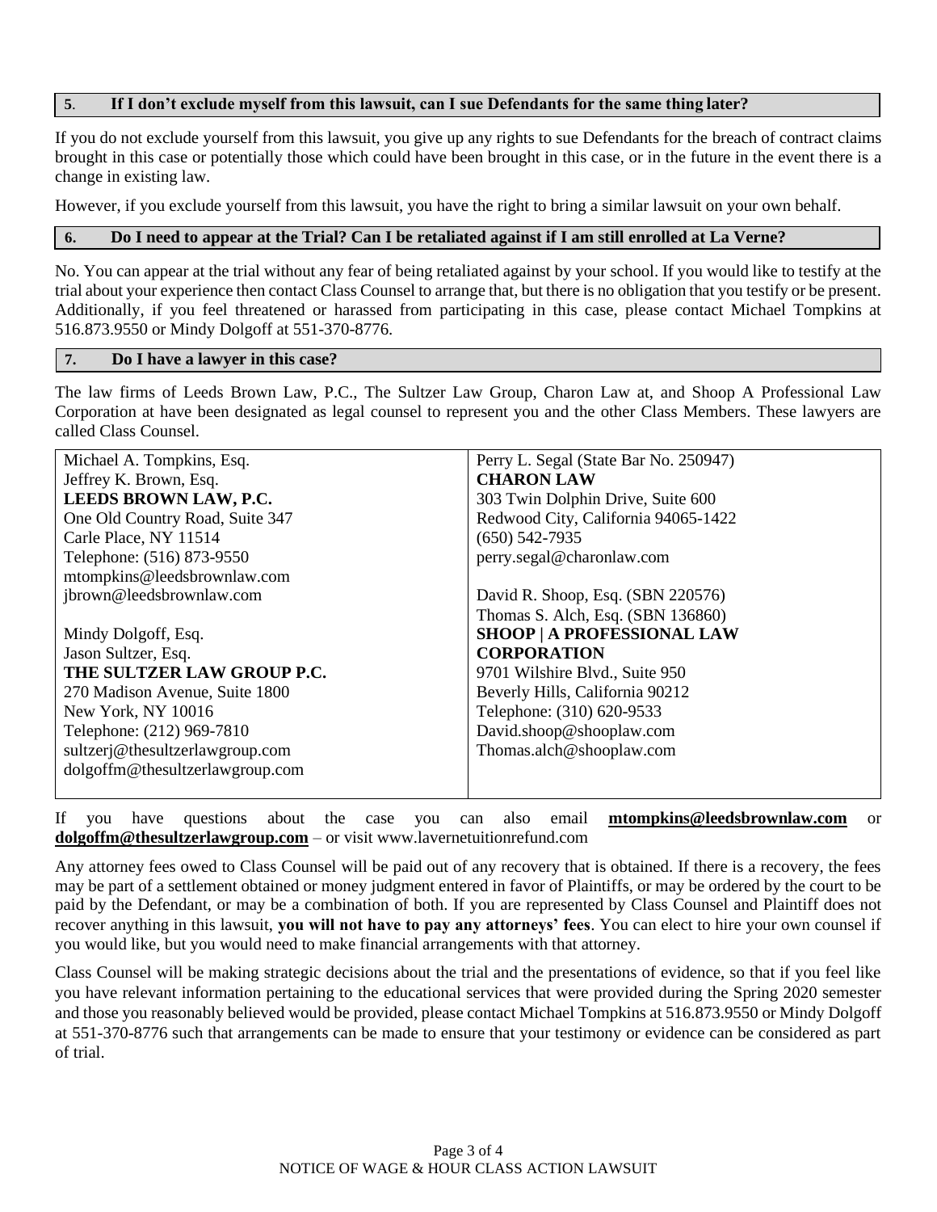## 5. If I don't exclude myself from this lawsuit, can I sue Defendants for the same thing later?

If you do not exclude yourself from this lawsuit, you give up any rights to sue Defendants for the breach of contract claims brought in this case or potentially those which could have been brought in this case, or in the future in the event there is a change in existing law.

However, if you exclude yourself from this lawsuit, you have the right to bring a similar lawsuit on your own behalf.

## 6. Do I need to appear at the Trial? Can I be retaliated against if I am still enrolled at La Verne?

No. You can appear at the trial without any fear of being retaliated against by your school. If you would like to testify at the trial about your experience then contact Class Counsel to arrange that, but there is no obligation that you testify or be present. Additionally, if you feel threatened or harassed from participating in this case, please contact Michael Tompkins at 516.873.9550 or Mindy Dolgoff at 551-370-8776.

## 7. Do I have a lawyer in this case?

The law firms of Leeds Brown Law, P.C., The Sultzer Law Group, Charon Law at, and Shoop A Professional Law Corporation at have been designated as legal counsel to represent you and the other Class Members. These lawyers are called Class Counsel.

| | |
|---|---|
| Michael A. Tompkins, Esq.<br>Jeffrey K. Brown, Esq.<br>**LEEDS BROWN LAW, P.C.**<br>One Old Country Road, Suite 347<br>Carle Place, NY 11514<br>Telephone: (516) 873-9550<br>mtompkins@leedsbrownlaw.com<br>jbrown@leedsbrownlaw.com<br><br>Mindy Dolgoff, Esq.<br>Jason Sultzer, Esq.<br>**THE SULTZER LAW GROUP P.C.**<br>270 Madison Avenue, Suite 1800<br>New York, NY 10016<br>Telephone: (212) 969-7810<br>sultzerj@thesultzerlawgroup.com<br>dolgoffm@thesultzerlawgroup.com | Perry L. Segal (State Bar No. 250947)<br>**CHARON LAW**<br>303 Twin Dolphin Drive, Suite 600<br>Redwood City, California 94065-1422<br>(650) 542-7935<br>perry.segal@charonlaw.com<br><br>David R. Shoop, Esq. (SBN 220576)<br>Thomas S. Alch, Esq. (SBN 136860)<br>**SHOOP \| A PROFESSIONAL LAW CORPORATION**<br>9701 Wilshire Blvd., Suite 950<br>Beverly Hills, California 90212<br>Telephone: (310) 620-9533<br>David.shoop@shooplaw.com<br>Thomas.alch@shooplaw.com |

If you have questions about the case you can also email **mtompkins@leedsbrownlaw.com** or **dolgoffm@thesultzerlawgroup.com** – or visit www.lavernetuitionrefund.com

Any attorney fees owed to Class Counsel will be paid out of any recovery that is obtained. If there is a recovery, the fees may be part of a settlement obtained or money judgment entered in favor of Plaintiffs, or may be ordered by the court to be paid by the Defendant, or may be a combination of both. If you are represented by Class Counsel and Plaintiff does not recover anything in this lawsuit, **you will not have to pay any attorneys' fees**. You can elect to hire your own counsel if you would like, but you would need to make financial arrangements with that attorney.

Class Counsel will be making strategic decisions about the trial and the presentations of evidence, so that if you feel like you have relevant information pertaining to the educational services that were provided during the Spring 2020 semester and those you reasonably believed would be provided, please contact Michael Tompkins at 516.873.9550 or Mindy Dolgoff at 551-370-8776 such that arrangements can be made to ensure that your testimony or evidence can be considered as part of trial.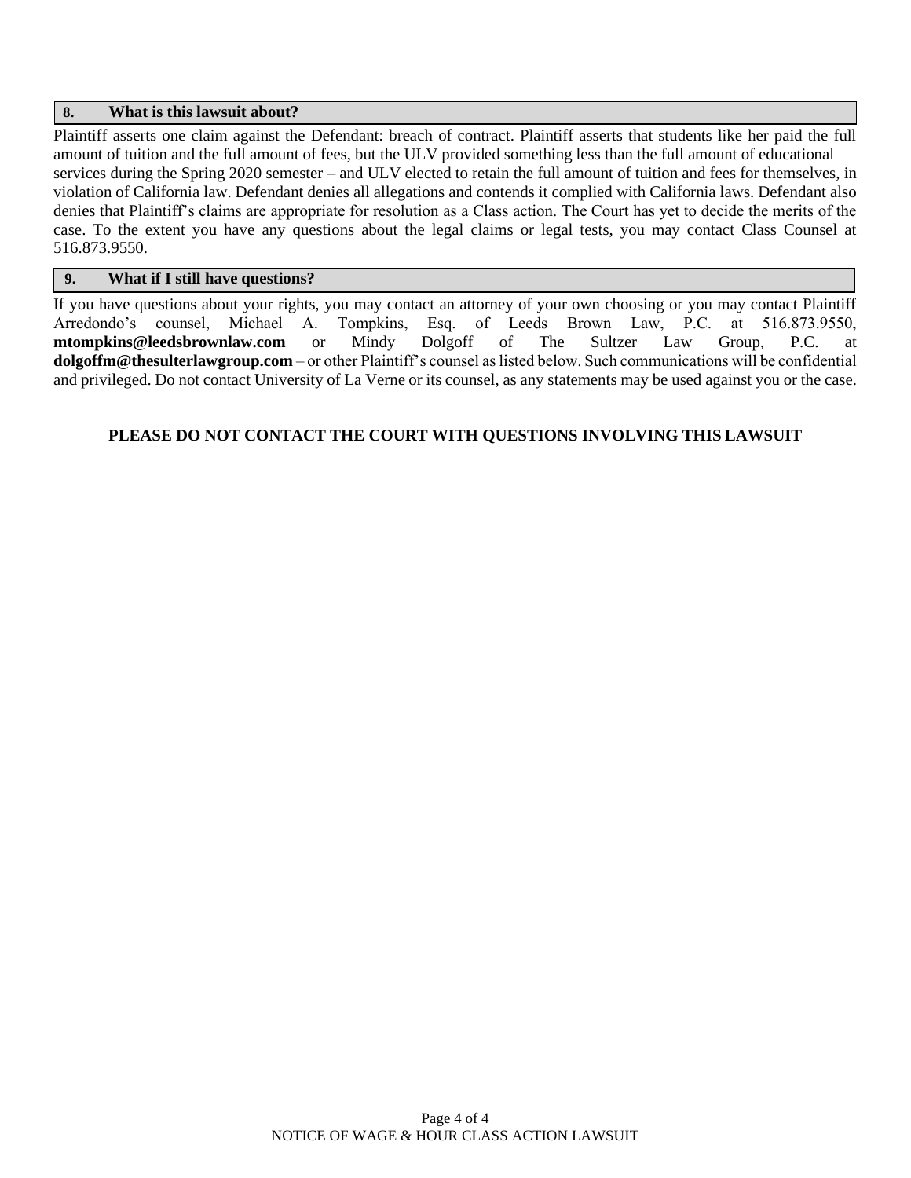## 8. What is this lawsuit about?

Plaintiff asserts one claim against the Defendant: breach of contract. Plaintiff asserts that students like her paid the full amount of tuition and the full amount of fees, but the ULV provided something less than the full amount of educational services during the Spring 2020 semester – and ULV elected to retain the full amount of tuition and fees for themselves, in violation of California law. Defendant denies all allegations and contends it complied with California laws. Defendant also denies that Plaintiff's claims are appropriate for resolution as a Class action. The Court has yet to decide the merits of the case. To the extent you have any questions about the legal claims or legal tests, you may contact Class Counsel at 516.873.9550.

## 9. What if I still have questions?

If you have questions about your rights, you may contact an attorney of your own choosing or you may contact Plaintiff Arredondo's counsel, Michael A. Tompkins, Esq. of Leeds Brown Law, P.C. at 516.873.9550, **mtompkins@leedsbrownlaw.com** or Mindy Dolgoff of The Sultzer Law Group, P.C. at **dolgoffm@thesulterlawgroup.com** – or other Plaintiff's counsel as listed below. Such communications will be confidential and privileged. Do not contact University of La Verne or its counsel, as any statements may be used against you or the case.

**PLEASE DO NOT CONTACT THE COURT WITH QUESTIONS INVOLVING THIS LAWSUIT**